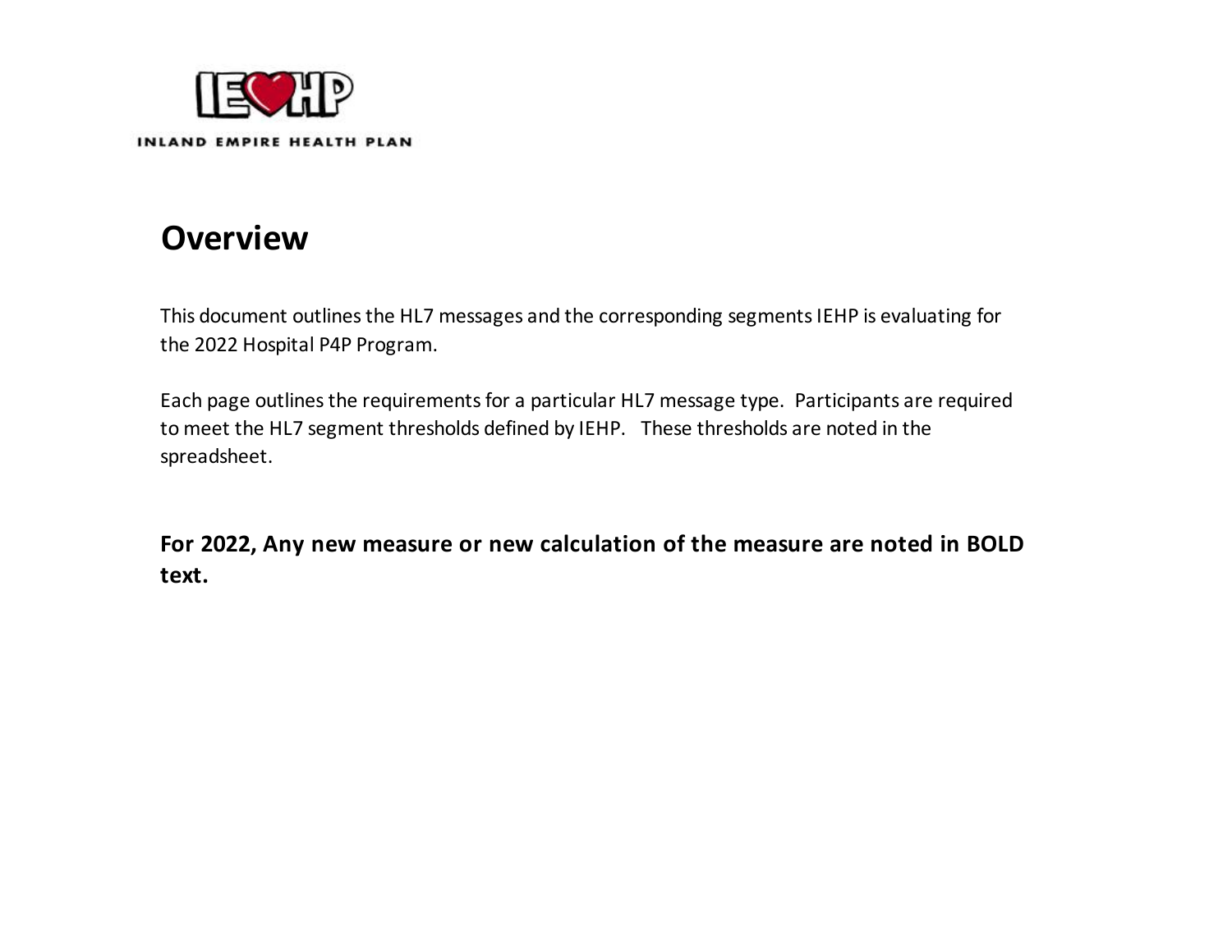INLAND EMPIRE HEALTH PLAN

# Overview

This document outlines the HL7 messages and the corresponding segments IEHP is evaluating for the 2022 Hospital P4P Program.

Each page outlines the requirements for a particular HL7 message type. Participants are required to meet the HL7 segment thresholds defined by IEHP. These thresholds are noted in the spreadsheet.

**For 2022, Any new measure or new calculation of the measure are noted in BOLD text.**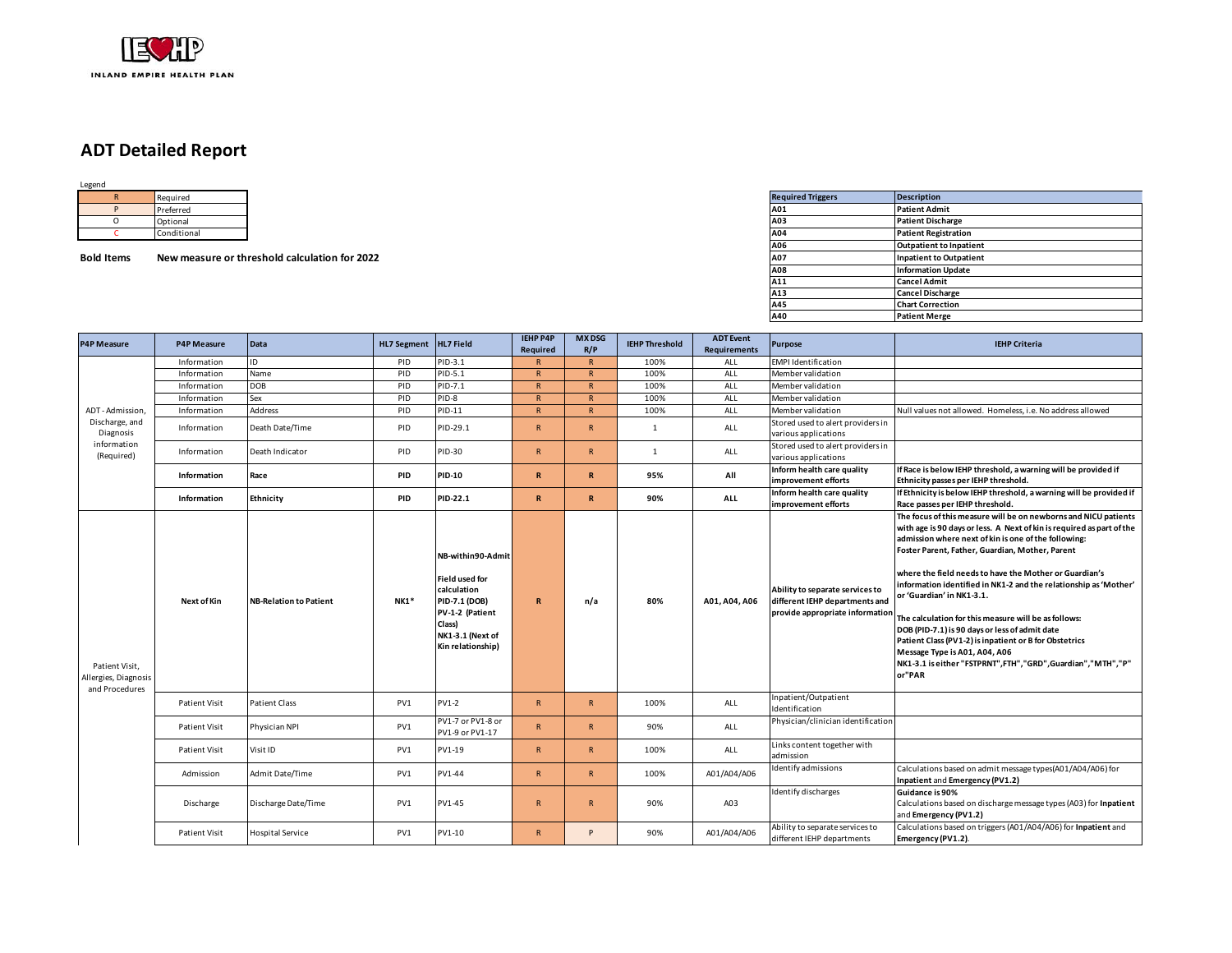IEHP
INLAND EMPIRE HEALTH PLAN

# ADT Detailed Report

Legend

| | |
|---|---|
| R | Required |
| P | Preferred |
| O | Optional |
| C | Conditional |

**Bold Items** **New measure or threshold calculation for 2022**

| Required Triggers | Description |
|---|---|
| A01 | Patient Admit |
| A03 | Patient Discharge |
| A04 | Patient Registration |
| A06 | Outpatient to Inpatient |
| A07 | Inpatient to Outpatient |
| A08 | Information Update |
| A11 | Cancel Admit |
| A13 | Cancel Discharge |
| A45 | Chart Correction |
| A40 | Patient Merge |

| P4P Measure | P4P Measure | Data | HL7 Segment | HL7 Field | IEHP P4P Required | MX DSG R/P | IEHP Threshold | ADT Event Requirements | Purpose | IEHP Criteria |
|---|---|---|---|---|---|---|---|---|---|---|
| ADT - Admission, Discharge, and Diagnosis information (Required) | Information | ID | PID | PID-3.1 | R | R | 100% | ALL | EMPI Identification | |
| | Information | Name | PID | PID-5.1 | R | R | 100% | ALL | Member validation | |
| | Information | DOB | PID | PID-7.1 | R | R | 100% | ALL | Member validation | |
| | Information | Sex | PID | PID-8 | R | R | 100% | ALL | Member validation | |
| | Information | Address | PID | PID-11 | R | R | 100% | ALL | Member validation | Null values not allowed. Homeless, i.e. No address allowed |
| | Information | Death Date/Time | PID | PID-29.1 | R | R | 1 | ALL | Stored used to alert providers in various applications | |
| | Information | Death Indicator | PID | PID-30 | R | R | 1 | ALL | Stored used to alert providers in various applications | |
| | **Information** | **Race** | **PID** | **PID-10** | **R** | **R** | **95%** | **All** | **Inform health care quality improvement efforts** | **If Race is below IEHP threshold, a warning will be provided if Ethnicity passes per IEHP threshold.** |
| | **Information** | **Ethnicity** | **PID** | **PID-22.1** | **R** | **R** | **90%** | **ALL** | **Inform health care quality improvement efforts** | **If Ethnicity is below IEHP threshold, a warning will be provided if Race passes per IEHP threshold.** |
| Patient Visit, Allergies, Diagnosis and Procedures | **Next of Kin** | **NB-Relation to Patient** | **NK1*** | **NB-within90-Admit<br><br>Field used for calculation<br>PID-7.1 (DOB)<br>PV-1-2 (Patient Class)<br>NK1-3.1 (Next of Kin relationship)** | **R** | **n/a** | **80%** | **A01, A04, A06** | **Ability to separate services to different IEHP departments and provide appropriate information** | **The focus of this measure will be on newborns and NICU patients with age is 90 days or less. A Next of kin is required as part of the admission where next of kin is one of the following: Foster Parent, Father, Guardian, Mother, Parent<br><br>where the field needs to have the Mother or Guardian's information identified in NK1-2 and the relationship as 'Mother' or 'Guardian' in NK1-3.1.<br><br>The calculation for this measure will be as follows:<br>DOB (PID-7.1) is 90 days or less of admit date<br>Patient Class (PV1-2) is inpatient or B for Obstetrics<br>Message Type is A01, A04, A06<br>NK1-3.1 is either "FSTPRNT",FTH","GRD",Guardian","MTH","P" or"PAR** |
| | Patient Visit | Patient Class | PV1 | PV1-2 | R | R | 100% | ALL | Inpatient/Outpatient Identification | |
| | Patient Visit | Physician NPI | PV1 | PV1-7 or PV1-8 or PV1-9 or PV1-17 | R | R | 90% | ALL | Physician/clinician identification | |
| | Patient Visit | Visit ID | PV1 | PV1-19 | R | R | 100% | ALL | Links content together with admission | |
| | Admission | Admit Date/Time | PV1 | PV1-44 | R | R | 100% | A01/A04/A06 | Identify admissions | Calculations based on admit message types(A01/A04/A06) for **Inpatient** and **Emergency (PV1.2)** |
| | Discharge | Discharge Date/Time | PV1 | PV1-45 | R | R | 90% | A03 | Identify discharges | **Guidance is 90%**<br>Calculations based on discharge message types (A03) for **Inpatient** and **Emergency (PV1.2)** |
| | Patient Visit | Hospital Service | PV1 | PV1-10 | R | P | 90% | A01/A04/A06 | Ability to separate services to different IEHP departments | Calculations based on triggers (A01/A04/A06) for **Inpatient** and **Emergency (PV1.2)**. |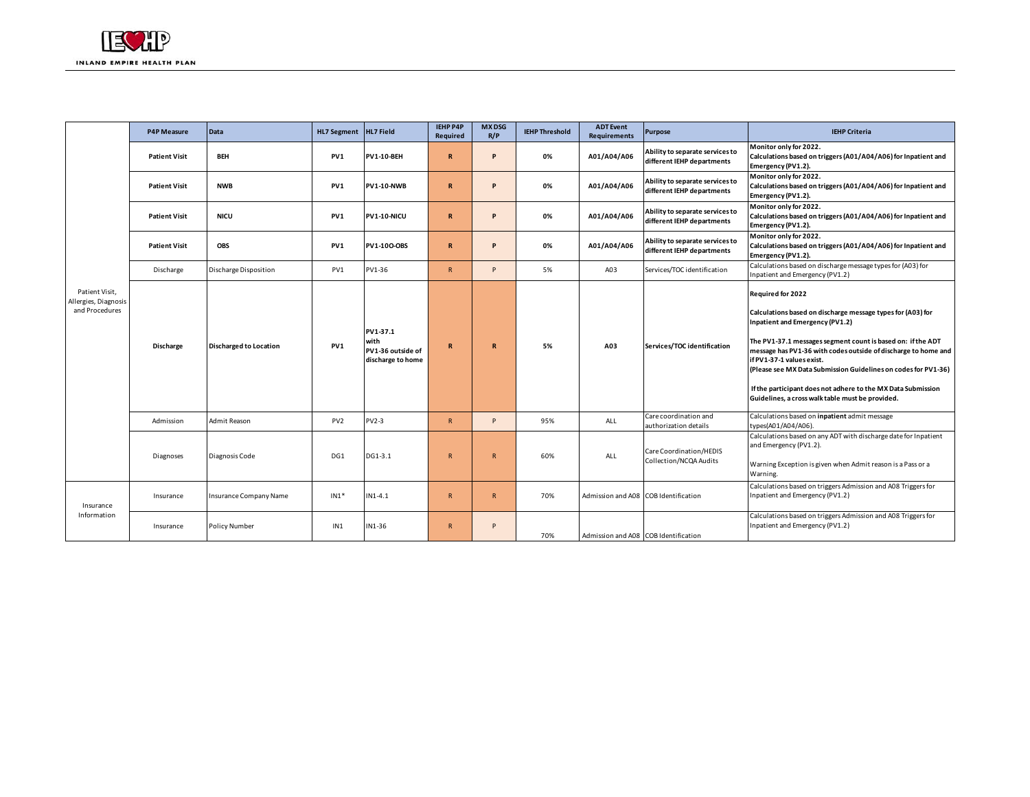| | P4P Measure | Data | HL7 Segment | HL7 Field | IEHP P4P Required | MX DSG R/P | IEHP Threshold | ADT Event Requirements | Purpose | IEHP Criteria |
|---|---|---|---|---|---|---|---|---|---|---|
| Patient Visit, Allergies, Diagnosis and Procedures | **Patient Visit** | **BEH** | **PV1** | **PV1-10-BEH** | **R** | **P** | **0%** | **A01/A04/A06** | **Ability to separate services to different IEHP departments** | **Monitor only for 2022. Calculations based on triggers (A01/A04/A06) for Inpatient and Emergency (PV1.2).** |
| | **Patient Visit** | **NWB** | **PV1** | **PV1-10-NWB** | **R** | **P** | **0%** | **A01/A04/A06** | **Ability to separate services to different IEHP departments** | **Monitor only for 2022. Calculations based on triggers (A01/A04/A06) for Inpatient and Emergency (PV1.2).** |
| | **Patient Visit** | **NICU** | **PV1** | **PV1-10-NICU** | **R** | **P** | **0%** | **A01/A04/A06** | **Ability to separate services to different IEHP departments** | **Monitor only for 2022. Calculations based on triggers (A01/A04/A06) for Inpatient and Emergency (PV1.2).** |
| | **Patient Visit** | **OBS** | **PV1** | **PV1-10O-OBS** | **R** | **P** | **0%** | **A01/A04/A06** | **Ability to separate services to different IEHP departments** | **Monitor only for 2022. Calculations based on triggers (A01/A04/A06) for Inpatient and Emergency (PV1.2).** |
| | Discharge | Discharge Disposition | PV1 | PV1-36 | R | P | 5% | A03 | Services/TOC identification | Calculations based on discharge message types for (A03) for Inpatient and Emergency (PV1.2) |
| | **Discharge** | **Discharged to Location** | **PV1** | **PV1-37.1 with PV1-36 outside of discharge to home** | **R** | **R** | **5%** | **A03** | **Services/TOC identification** | **Required for 2022**<br><br>**Calculations based on discharge message types for (A03) for Inpatient and Emergency (PV1.2)**<br><br>**The PV1-37.1 messages segment count is based on: if the ADT message has PV1-36 with codes outside of discharge to home and if PV1-37-1 values exist.**<br>**(Please see MX Data Submission Guidelines on codes for PV1-36)**<br><br>**If the participant does not adhere to the MX Data Submission Guidelines, a cross walk table must be provided.** |
| | Admission | Admit Reason | PV2 | PV2-3 | R | P | 95% | ALL | Care coordination and authorization details | Calculations based on **inpatient** admit message types(A01/A04/A06). |
| | Diagnoses | Diagnosis Code | DG1 | DG1-3.1 | R | R | 60% | ALL | Care Coordination/HEDIS Collection/NCQA Audits | Calculations based on any ADT with discharge date for Inpatient and Emergency (PV1.2).<br><br>Warning Exception is given when Admit reason is a Pass or a Warning. |
| Insurance Information | Insurance | Insurance Company Name | IN1* | IN1-4.1 | R | R | 70% | Admission and A08 | COB Identification | Calculations based on triggers Admission and A08 Triggers for Inpatient and Emergency (PV1.2) |
| | Insurance | Policy Number | IN1 | IN1-36 | R | P | 70% | Admission and A08 | COB Identification | Calculations based on triggers Admission and A08 Triggers for Inpatient and Emergency (PV1.2) |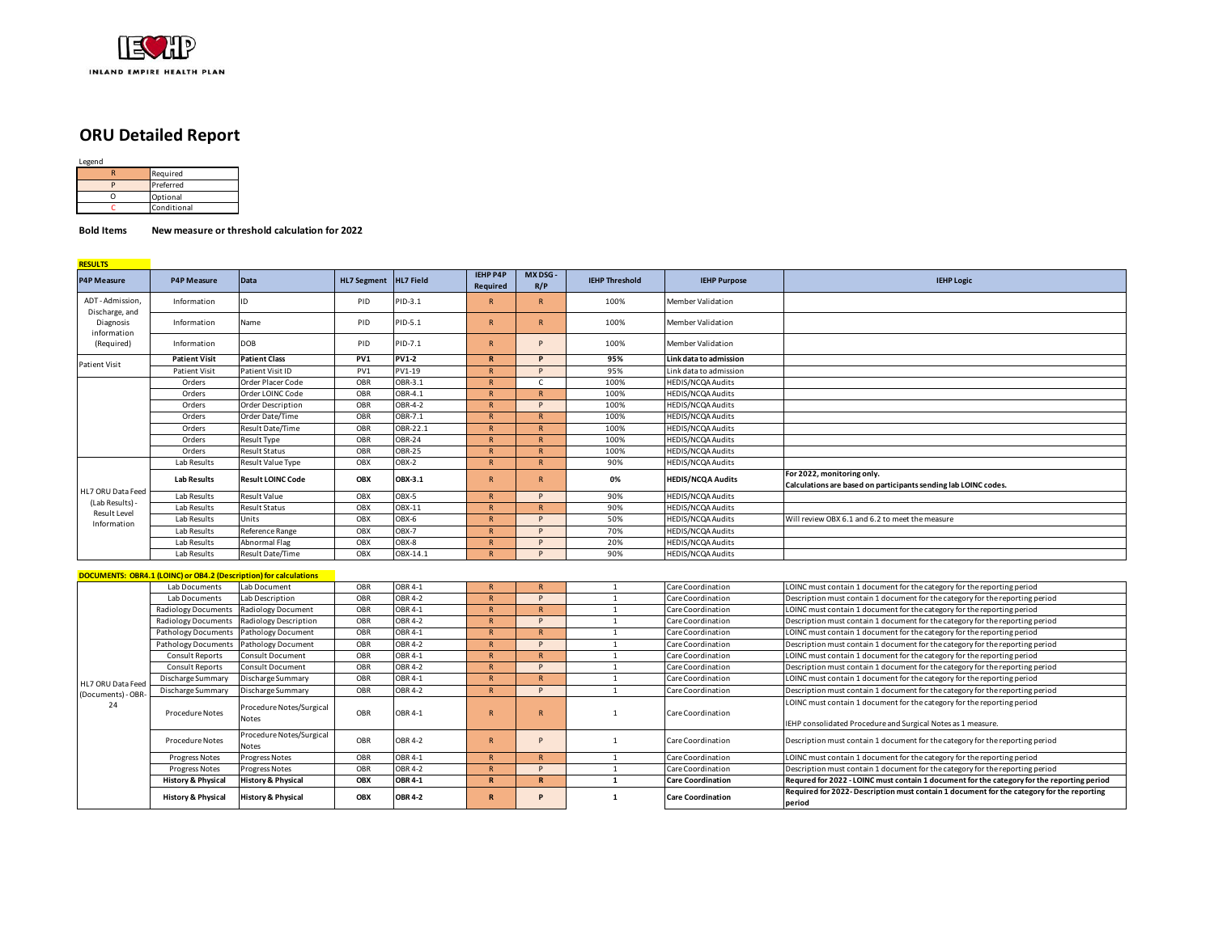IEHP

INLAND EMPIRE HEALTH PLAN

# ORU Detailed Report

Legend

| | |
|---|---|
| R | Required |
| P | Preferred |
| O | Optional |
| C | Conditional |

**Bold Items** **New measure or threshold calculation for 2022**

**RESULTS**

| P4P Measure | P4P Measure | Data | HL7 Segment | HL7 Field | IEHP P4P Required | MX DSG - R/P | IEHP Threshold | IEHP Purpose | IEHP Logic |
|---|---|---|---|---|---|---|---|---|---|
| ADT - Admission, Discharge, and Diagnosis information (Required) | Information | ID | PID | PID-3.1 | R | R | 100% | Member Validation | |
| | Information | Name | PID | PID-5.1 | R | R | 100% | Member Validation | |
| | Information | DOB | PID | PID-7.1 | R | P | 100% | Member Validation | |
| Patient Visit | **Patient Visit** | **Patient Class** | **PV1** | **PV1-2** | **R** | **P** | **95%** | **Link data to admission** | |
| | Patient Visit | Patient Visit ID | PV1 | PV1-19 | R | P | 95% | Link data to admission | |
| HL7 ORU Data Feed (Lab Results) - Result Level Information | Orders | Order Placer Code | OBR | OBR-3.1 | R | C | 100% | HEDIS/NCQA Audits | |
| | Orders | Order LOINC Code | OBR | OBR-4.1 | R | R | 100% | HEDIS/NCQA Audits | |
| | Orders | Order Description | OBR | OBR-4-2 | R | P | 100% | HEDIS/NCQA Audits | |
| | Orders | Order Date/Time | OBR | OBR-7.1 | R | R | 100% | HEDIS/NCQA Audits | |
| | Orders | Result Date/Time | OBR | OBR-22.1 | R | R | 100% | HEDIS/NCQA Audits | |
| | Orders | Result Type | OBR | OBR-24 | R | R | 100% | HEDIS/NCQA Audits | |
| | Orders | Result Status | OBR | OBR-25 | R | R | 100% | HEDIS/NCQA Audits | |
| | Lab Results | Result Value Type | OBX | OBX-2 | R | R | 90% | HEDIS/NCQA Audits | |
| | **Lab Results** | **Result LOINC Code** | **OBX** | **OBX-3.1** | **R** | **R** | **0%** | **HEDIS/NCQA Audits** | **For 2022, monitoring only. Calculations are based on participants sending lab LOINC codes.** |
| | Lab Results | Result Value | OBX | OBX-5 | R | P | 90% | HEDIS/NCQA Audits | |
| | Lab Results | Result Status | OBX | OBX-11 | R | R | 90% | HEDIS/NCQA Audits | |
| | Lab Results | Units | OBX | OBX-6 | R | P | 50% | HEDIS/NCQA Audits | Will review OBX 6.1 and 6.2 to meet the measure |
| | Lab Results | Reference Range | OBX | OBX-7 | R | P | 70% | HEDIS/NCQA Audits | |
| | Lab Results | Abnormal Flag | OBX | OBX-8 | R | P | 20% | HEDIS/NCQA Audits | |
| | Lab Results | Result Date/Time | OBX | OBX-14.1 | R | P | 90% | HEDIS/NCQA Audits | |

**DOCUMENTS: OBR4.1 (LOINC) or OB4.2 (Description) for calculations**

| | | | | | | | | | |
|---|---|---|---|---|---|---|---|---|---|
| HL7 ORU Data Feed (Documents) - OBR-24 | Lab Documents | Lab Document | OBR | OBR 4-1 | R | R | 1 | Care Coordination | LOINC must contain 1 document for the category for the reporting period |
| | Lab Documents | Lab Description | OBR | OBR 4-2 | R | P | 1 | Care Coordination | Description must contain 1 document for the category for the reporting period |
| | Radiology Documents | Radiology Document | OBR | OBR 4-1 | R | R | 1 | Care Coordination | LOINC must contain 1 document for the category for the reporting period |
| | Radiology Documents | Radiology Description | OBR | OBR 4-2 | R | P | 1 | Care Coordination | Description must contain 1 document for the category for the reporting period |
| | Pathology Documents | Pathology Document | OBR | OBR 4-1 | R | R | 1 | Care Coordination | LOINC must contain 1 document for the category for the reporting period |
| | Pathology Documents | Pathology Document | OBR | OBR 4-2 | R | P | 1 | Care Coordination | Description must contain 1 document for the category for the reporting period |
| | Consult Reports | Consult Document | OBR | OBR 4-1 | R | R | 1 | Care Coordination | LOINC must contain 1 document for the category for the reporting period |
| | Consult Reports | Consult Document | OBR | OBR 4-2 | R | P | 1 | Care Coordination | Description must contain 1 document for the category for the reporting period |
| | Discharge Summary | Discharge Summary | OBR | OBR 4-1 | R | R | 1 | Care Coordination | LOINC must contain 1 document for the category for the reporting period |
| | Discharge Summary | Discharge Summary | OBR | OBR 4-2 | R | P | 1 | Care Coordination | Description must contain 1 document for the category for the reporting period |
| | Procedure Notes | Procedure Notes/Surgical Notes | OBR | OBR 4-1 | R | R | 1 | Care Coordination | LOINC must contain 1 document for the category for the reporting period<br><br>IEHP consolidated Procedure and Surgical Notes as 1 measure. |
| | Procedure Notes | Procedure Notes/Surgical Notes | OBR | OBR 4-2 | R | P | 1 | Care Coordination | Description must contain 1 document for the category for the reporting period |
| | Progress Notes | Progress Notes | OBR | OBR 4-1 | R | R | 1 | Care Coordination | LOINC must contain 1 document for the category for the reporting period |
| | Progress Notes | Progress Notes | OBR | OBR 4-2 | R | P | 1 | Care Coordination | Description must contain 1 document for the category for the reporting period |
| | **History & Physical** | **History & Physical** | **OBX** | **OBR 4-1** | **R** | **R** | **1** | **Care Coordination** | **Requred for 2022 - LOINC must contain 1 document for the category for the reporting period** |
| | **History & Physical** | **History & Physical** | **OBX** | **OBR 4-2** | **R** | **P** | **1** | **Care Coordination** | **Required for 2022- Description must contain 1 document for the category for the reporting period** |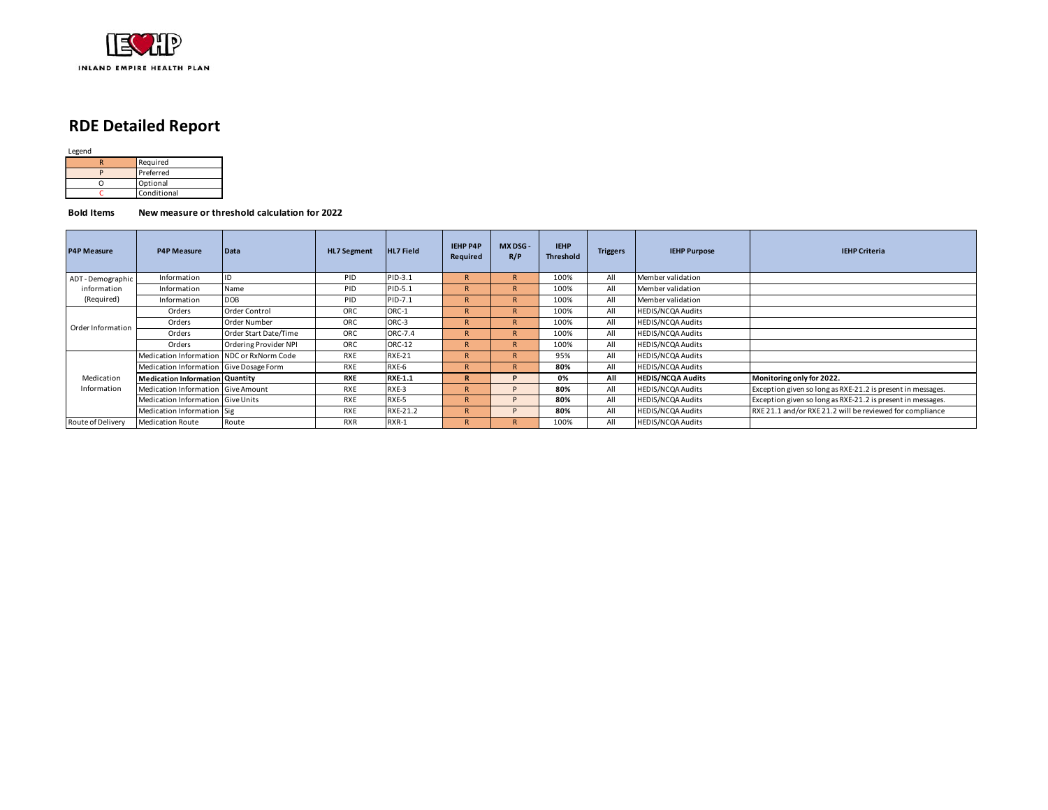INLAND EMPIRE HEALTH PLAN

# RDE Detailed Report

Legend

| | |
|---|---|
| R | Required |
| P | Preferred |
| O | Optional |
| C | Conditional |

**Bold Items** **New measure or threshold calculation for 2022**

| P4P Measure | P4P Measure | Data | HL7 Segment | HL7 Field | IEHP P4P Required | MX DSG - R/P | IEHP Threshold | Triggers | IEHP Purpose | IEHP Criteria |
|---|---|---|---|---|---|---|---|---|---|---|
| ADT - Demographic information (Required) | Information | ID | PID | PID-3.1 | R | R | 100% | All | Member validation | |
| | Information | Name | PID | PID-5.1 | R | R | 100% | All | Member validation | |
| | Information | DOB | PID | PID-7.1 | R | R | 100% | All | Member validation | |
| Order Information | Orders | Order Control | ORC | ORC-1 | R | R | 100% | All | HEDIS/NCQA Audits | |
| | Orders | Order Number | ORC | ORC-3 | R | R | 100% | All | HEDIS/NCQA Audits | |
| | Orders | Order Start Date/Time | ORC | ORC-7.4 | R | R | 100% | All | HEDIS/NCQA Audits | |
| | Orders | Ordering Provider NPI | ORC | ORC-12 | R | R | 100% | All | HEDIS/NCQA Audits | |
| Medication Information | Medication Information | NDC or RxNorm Code | RXE | RXE-21 | R | R | 95% | All | HEDIS/NCQA Audits | |
| | Medication Information | Give Dosage Form | RXE | RXE-6 | R | R | **80%** | All | HEDIS/NCQA Audits | |
| | **Medication Information** | **Quantity** | **RXE** | **RXE-1.1** | **R** | **P** | **0%** | **All** | **HEDIS/NCQA Audits** | **Monitoring only for 2022.** |
| | Medication Information | Give Amount | RXE | RXE-3 | R | P | **80%** | All | HEDIS/NCQA Audits | Exception given so long as RXE-21.2 is present in messages. |
| | Medication Information | Give Units | RXE | RXE-5 | R | P | **80%** | All | HEDIS/NCQA Audits | Exception given so long as RXE-21.2 is present in messages. |
| | Medication Information | Sig | RXE | RXE-21.2 | R | P | **80%** | All | HEDIS/NCQA Audits | RXE 21.1 and/or RXE 21.2 will be reviewed for compliance |
| Route of Delivery | Medication Route | Route | RXR | RXR-1 | R | R | 100% | All | HEDIS/NCQA Audits | |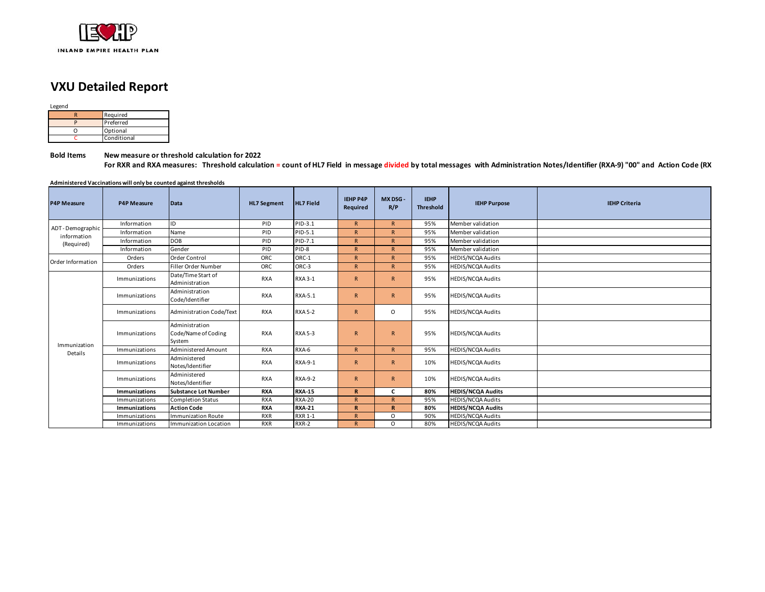INLAND EMPIRE HEALTH PLAN

# VXU Detailed Report

Legend

| | |
|---|---|
| R | Required |
| P | Preferred |
| O | Optional |
| C | Conditional |

**Bold Items** **New measure or threshold calculation for 2022**

**For RXR and RXA measures: Threshold calculation = count of HL7 Field in message divided by total messages with Administration Notes/Identifier (RXA-9) "00" and Action Code (RX**

**Administered Vaccinations will only be counted against thresholds**

| P4P Measure | P4P Measure | Data | HL7 Segment | HL7 Field | IEHP P4P Required | MX DSG - R/P | IEHP Threshold | IEHP Purpose | IEHP Criteria |
|---|---|---|---|---|---|---|---|---|---|
| ADT - Demographic information (Required) | Information | ID | PID | PID-3.1 | R | R | 95% | Member validation | |
| | Information | Name | PID | PID-5.1 | R | R | 95% | Member validation | |
| | Information | DOB | PID | PID-7.1 | R | R | 95% | Member validation | |
| | Information | Gender | PID | PID-8 | R | R | 95% | Member validation | |
| Order Information | Orders | Order Control | ORC | ORC-1 | R | R | 95% | HEDIS/NCQA Audits | |
| | Orders | Filler Order Number | ORC | ORC-3 | R | R | 95% | HEDIS/NCQA Audits | |
| Immunization Details | Immunizations | Date/Time Start of Administration | RXA | RXA 3-1 | R | R | 95% | HEDIS/NCQA Audits | |
| | Immunizations | Administration Code/Identifier | RXA | RXA-5.1 | R | R | 95% | HEDIS/NCQA Audits | |
| | Immunizations | Administration Code/Text | RXA | RXA 5-2 | R | O | 95% | HEDIS/NCQA Audits | |
| | Immunizations | Administration Code/Name of Coding System | RXA | RXA 5-3 | R | R | 95% | HEDIS/NCQA Audits | |
| | Immunizations | Administered Amount | RXA | RXA-6 | R | R | 95% | HEDIS/NCQA Audits | |
| | Immunizations | Administered Notes/Identifier | RXA | RXA-9-1 | R | R | 10% | HEDIS/NCQA Audits | |
| | Immunizations | Administered Notes/Identifier | RXA | RXA-9-2 | R | R | 10% | HEDIS/NCQA Audits | |
| | **Immunizations** | **Substance Lot Number** | **RXA** | **RXA-15** | **R** | **C** | **80%** | **HEDIS/NCQA Audits** | |
| | Immunizations | Completion Status | RXA | RXA-20 | R | R | 95% | HEDIS/NCQA Audits | |
| | **Immunizations** | **Action Code** | **RXA** | **RXA-21** | **R** | **R** | **80%** | **HEDIS/NCQA Audits** | |
| | Immunizations | Immunization Route | RXR | RXR 1-1 | R | O | 90% | HEDIS/NCQA Audits | |
| | Immunizations | Immunization Location | RXR | RXR-2 | R | O | 80% | HEDIS/NCQA Audits | |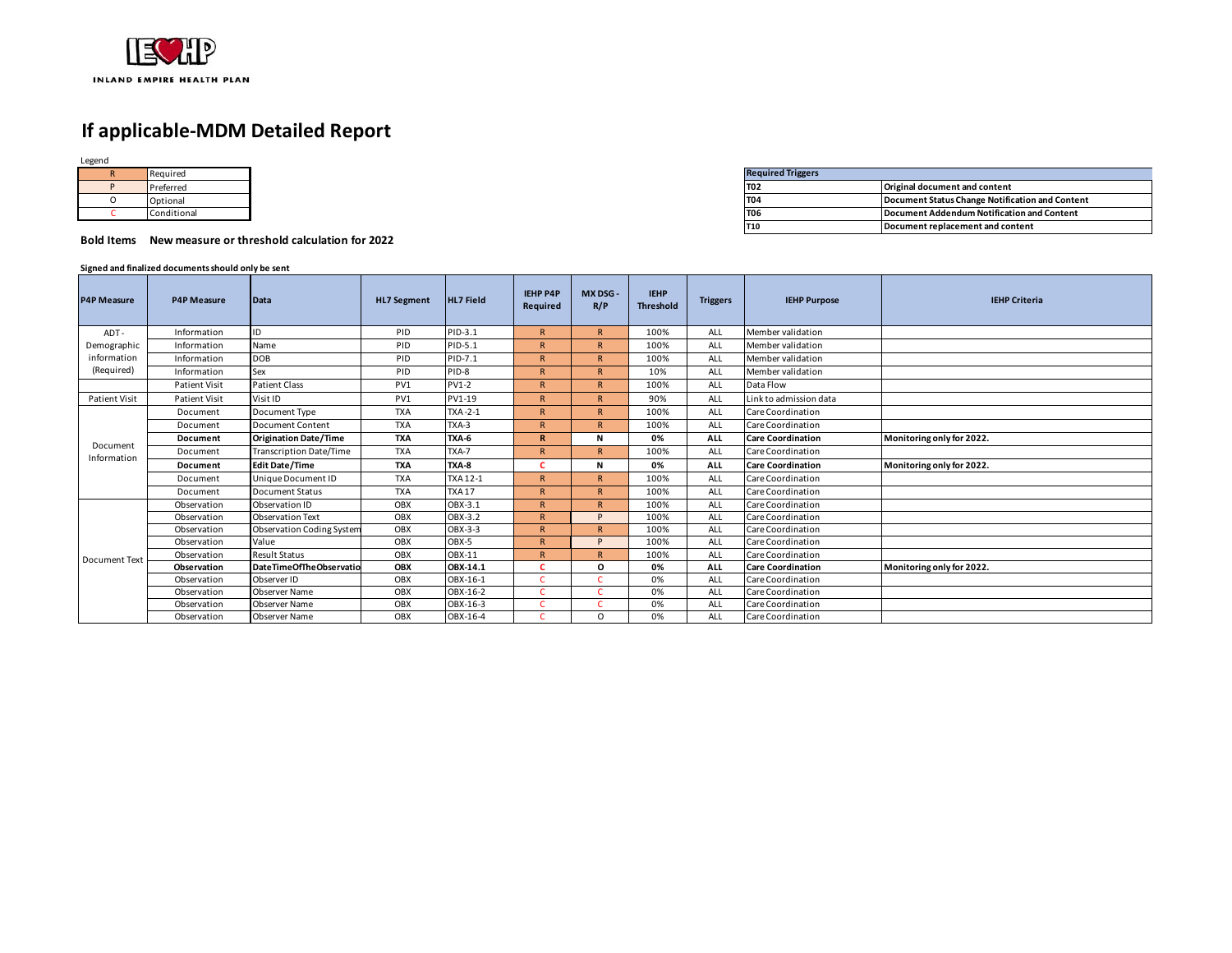INLAND EMPIRE HEALTH PLAN

# If applicable-MDM Detailed Report

Legend

| | |
|---|---|
| R | Required |
| P | Preferred |
| O | Optional |
| C | Conditional |

**Bold Items** New measure or threshold calculation for 2022

| Required Triggers | |
|---|---|
| T02 | Original document and content |
| T04 | Document Status Change Notification and Content |
| T06 | Document Addendum Notification and Content |
| T10 | Document replacement and content |

**Signed and finalized documents should only be sent**

| P4P Measure | P4P Measure | Data | HL7 Segment | HL7 Field | IEHP P4P Required | MX DSG - R/P | IEHP Threshold | Triggers | IEHP Purpose | IEHP Criteria |
|---|---|---|---|---|---|---|---|---|---|---|
| ADT - Demographic information (Required) | Information | ID | PID | PID-3.1 | R | R | 100% | ALL | Member validation | |
| | Information | Name | PID | PID-5.1 | R | R | 100% | ALL | Member validation | |
| | Information | DOB | PID | PID-7.1 | R | R | 100% | ALL | Member validation | |
| | Information | Sex | PID | PID-8 | R | R | 10% | ALL | Member validation | |
| | Patient Visit | Patient Class | PV1 | PV1-2 | R | R | 100% | ALL | Data Flow | |
| Patient Visit | Patient Visit | Visit ID | PV1 | PV1-19 | R | R | 90% | ALL | Link to admission data | |
| Document Information | Document | Document Type | TXA | TXA-2-1 | R | R | 100% | ALL | Care Coordination | |
| | Document | Document Content | TXA | TXA-3 | R | R | 100% | ALL | Care Coordination | |
| | **Document** | **Origination Date/Time** | **TXA** | **TXA-6** | **R** | **N** | **0%** | **ALL** | **Care Coordination** | **Monitoring only for 2022.** |
| | Document | Transcription Date/Time | TXA | TXA-7 | R | R | 100% | ALL | Care Coordination | |
| | **Document** | **Edit Date/Time** | **TXA** | **TXA-8** | **C** | **N** | **0%** | **ALL** | **Care Coordination** | **Monitoring only for 2022.** |
| | Document | Unique Document ID | TXA | TXA 12-1 | R | R | 100% | ALL | Care Coordination | |
| | Document | Document Status | TXA | TXA 17 | R | R | 100% | ALL | Care Coordination | |
| Document Text | Observation | Observation ID | OBX | OBX-3.1 | R | R | 100% | ALL | Care Coordination | |
| | Observation | Observation Text | OBX | OBX-3.2 | R | P | 100% | ALL | Care Coordination | |
| | Observation | Observation Coding System | OBX | OBX-3-3 | R | R | 100% | ALL | Care Coordination | |
| | Observation | Value | OBX | OBX-5 | R | P | 100% | ALL | Care Coordination | |
| | Observation | Result Status | OBX | OBX-11 | R | R | 100% | ALL | Care Coordination | |
| | **Observation** | **DateTimeOfTheObservatio** | **OBX** | **OBX-14.1** | **C** | **O** | **0%** | **ALL** | **Care Coordination** | **Monitoring only for 2022.** |
| | Observation | Observer ID | OBX | OBX-16-1 | C | C | 0% | ALL | Care Coordination | |
| | Observation | Observer Name | OBX | OBX-16-2 | C | C | 0% | ALL | Care Coordination | |
| | Observation | Observer Name | OBX | OBX-16-3 | C | C | 0% | ALL | Care Coordination | |
| | Observation | Observer Name | OBX | OBX-16-4 | C | O | 0% | ALL | Care Coordination | |